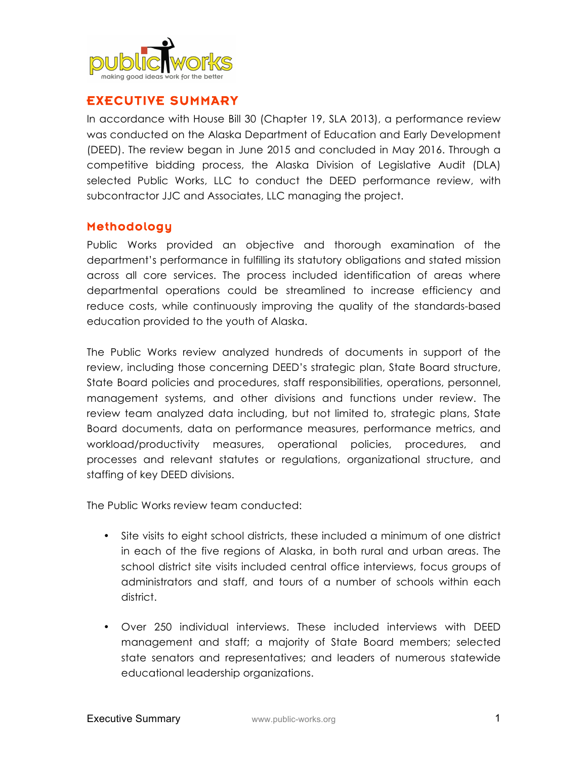# EXECUTIVE SUMMARY

In accordance with House Bill 30 (Chapter 19, SLA 2013), a performance review was conducted on the Alaska Department of Education and Early Development (DEED). The review began in June 2015 and concluded in May 2016. Through a competitive bidding process, the Alaska Division of Legislative Audit (DLA) selected Public Works, LLC to conduct the DEED performance review, with subcontractor JJC and Associates, LLC managing the project.

## Methodology

Public Works provided an objective and thorough examination of the department's performance in fulfilling its statutory obligations and stated mission across all core services. The process included identification of areas where departmental operations could be streamlined to increase efficiency and reduce costs, while continuously improving the quality of the standards-based education provided to the youth of Alaska.

The Public Works review analyzed hundreds of documents in support of the review, including those concerning DEED's strategic plan, State Board structure, State Board policies and procedures, staff responsibilities, operations, personnel, management systems, and other divisions and functions under review. The review team analyzed data including, but not limited to, strategic plans, State Board documents, data on performance measures, performance metrics, and workload/productivity measures, operational policies, procedures, and processes and relevant statutes or regulations, organizational structure, and staffing of key DEED divisions.

The Public Works review team conducted:

- Site visits to eight school districts, these included a minimum of one district in each of the five regions of Alaska, in both rural and urban areas. The school district site visits included central office interviews, focus groups of administrators and staff, and tours of a number of schools within each district.

- Over 250 individual interviews. These included interviews with DEED management and staff; a majority of State Board members; selected state senators and representatives; and leaders of numerous statewide educational leadership organizations.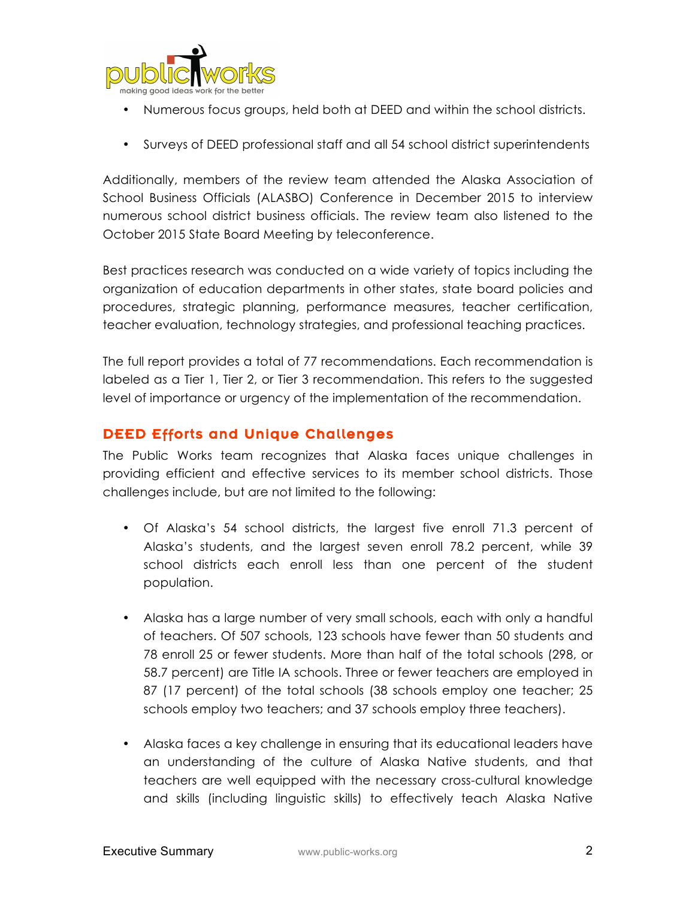- Numerous focus groups, held both at DEED and within the school districts.

- Surveys of DEED professional staff and all 54 school district superintendents

Additionally, members of the review team attended the Alaska Association of School Business Officials (ALASBO) Conference in December 2015 to interview numerous school district business officials. The review team also listened to the October 2015 State Board Meeting by teleconference.

Best practices research was conducted on a wide variety of topics including the organization of education departments in other states, state board policies and procedures, strategic planning, performance measures, teacher certification, teacher evaluation, technology strategies, and professional teaching practices.

The full report provides a total of 77 recommendations. Each recommendation is labeled as a Tier 1, Tier 2, or Tier 3 recommendation. This refers to the suggested level of importance or urgency of the implementation of the recommendation.

## DEED Efforts and Unique Challenges

The Public Works team recognizes that Alaska faces unique challenges in providing efficient and effective services to its member school districts. Those challenges include, but are not limited to the following:

- Of Alaska's 54 school districts, the largest five enroll 71.3 percent of Alaska's students, and the largest seven enroll 78.2 percent, while 39 school districts each enroll less than one percent of the student population.

- Alaska has a large number of very small schools, each with only a handful of teachers. Of 507 schools, 123 schools have fewer than 50 students and 78 enroll 25 or fewer students. More than half of the total schools (298, or 58.7 percent) are Title IA schools. Three or fewer teachers are employed in 87 (17 percent) of the total schools (38 schools employ one teacher; 25 schools employ two teachers; and 37 schools employ three teachers).

- Alaska faces a key challenge in ensuring that its educational leaders have an understanding of the culture of Alaska Native students, and that teachers are well equipped with the necessary cross-cultural knowledge and skills (including linguistic skills) to effectively teach Alaska Native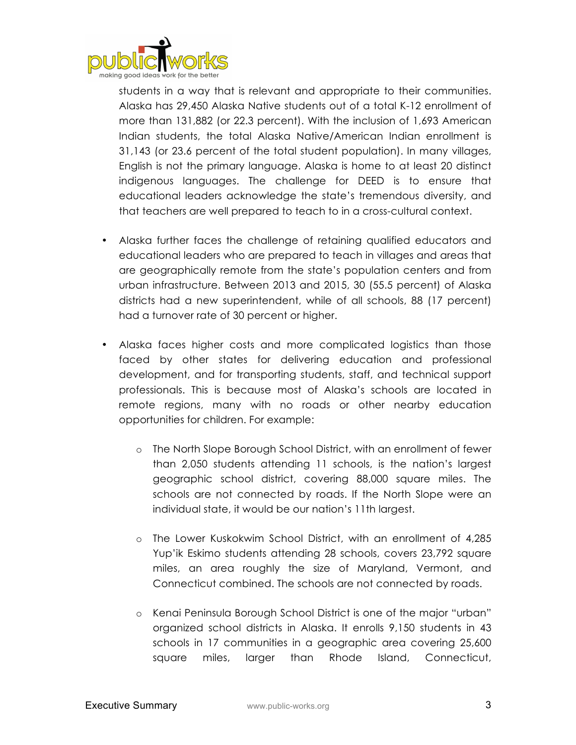students in a way that is relevant and appropriate to their communities. Alaska has 29,450 Alaska Native students out of a total K-12 enrollment of more than 131,882 (or 22.3 percent). With the inclusion of 1,693 American Indian students, the total Alaska Native/American Indian enrollment is 31,143 (or 23.6 percent of the total student population). In many villages, English is not the primary language. Alaska is home to at least 20 distinct indigenous languages. The challenge for DEED is to ensure that educational leaders acknowledge the state's tremendous diversity, and that teachers are well prepared to teach to in a cross-cultural context.

- Alaska further faces the challenge of retaining qualified educators and educational leaders who are prepared to teach in villages and areas that are geographically remote from the state's population centers and from urban infrastructure. Between 2013 and 2015, 30 (55.5 percent) of Alaska districts had a new superintendent, while of all schools, 88 (17 percent) had a turnover rate of 30 percent or higher.

- Alaska faces higher costs and more complicated logistics than those faced by other states for delivering education and professional development, and for transporting students, staff, and technical support professionals. This is because most of Alaska's schools are located in remote regions, many with no roads or other nearby education opportunities for children. For example:

  - The North Slope Borough School District, with an enrollment of fewer than 2,050 students attending 11 schools, is the nation's largest geographic school district, covering 88,000 square miles. The schools are not connected by roads. If the North Slope were an individual state, it would be our nation's 11th largest.

  - The Lower Kuskokwim School District, with an enrollment of 4,285 Yup'ik Eskimo students attending 28 schools, covers 23,792 square miles, an area roughly the size of Maryland, Vermont, and Connecticut combined. The schools are not connected by roads.

  - Kenai Peninsula Borough School District is one of the major "urban" organized school districts in Alaska. It enrolls 9,150 students in 43 schools in 17 communities in a geographic area covering 25,600 square miles, larger than Rhode Island, Connecticut,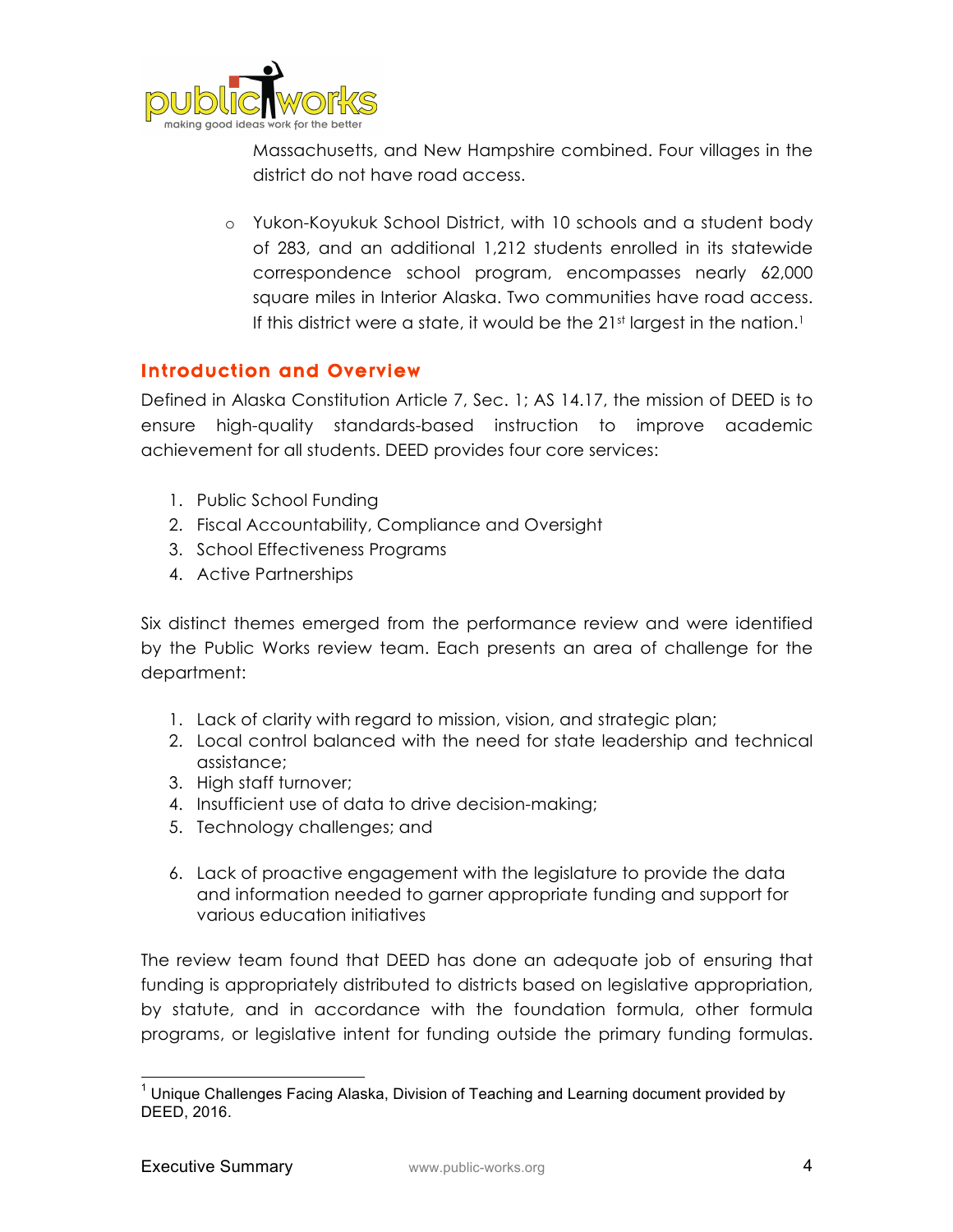Massachusetts, and New Hampshire combined. Four villages in the district do not have road access.

- Yukon-Koyukuk School District, with 10 schools and a student body of 283, and an additional 1,212 students enrolled in its statewide correspondence school program, encompasses nearly 62,000 square miles in Interior Alaska. Two communities have road access. If this district were a state, it would be the 21st largest in the nation.[1]

## Introduction and Overview

Defined in Alaska Constitution Article 7, Sec. 1; AS 14.17, the mission of DEED is to ensure high-quality standards-based instruction to improve academic achievement for all students. DEED provides four core services:

1. Public School Funding
2. Fiscal Accountability, Compliance and Oversight
3. School Effectiveness Programs
4. Active Partnerships

Six distinct themes emerged from the performance review and were identified by the Public Works review team. Each presents an area of challenge for the department:

1. Lack of clarity with regard to mission, vision, and strategic plan;
2. Local control balanced with the need for state leadership and technical assistance;
3. High staff turnover;
4. Insufficient use of data to drive decision-making;
5. Technology challenges; and
6. Lack of proactive engagement with the legislature to provide the data and information needed to garner appropriate funding and support for various education initiatives

The review team found that DEED has done an adequate job of ensuring that funding is appropriately distributed to districts based on legislative appropriation, by statute, and in accordance with the foundation formula, other formula programs, or legislative intent for funding outside the primary funding formulas.

[1] Unique Challenges Facing Alaska, Division of Teaching and Learning document provided by DEED, 2016.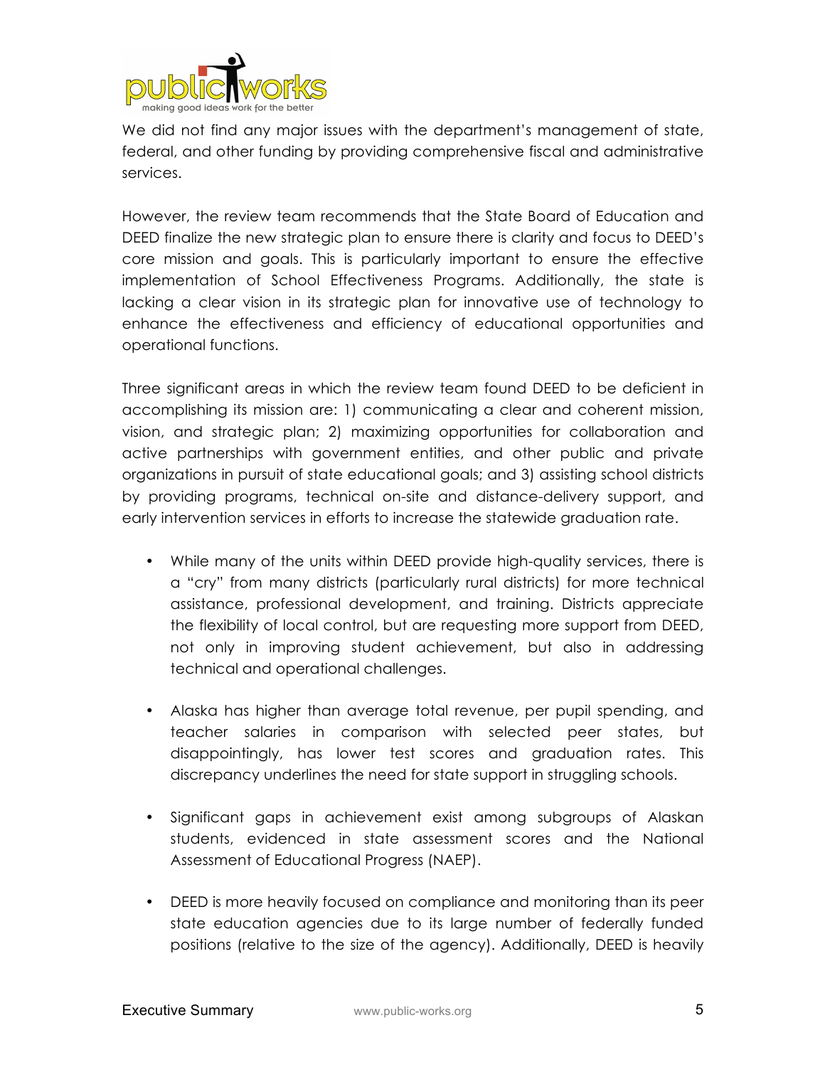We did not find any major issues with the department's management of state, federal, and other funding by providing comprehensive fiscal and administrative services.

However, the review team recommends that the State Board of Education and DEED finalize the new strategic plan to ensure there is clarity and focus to DEED's core mission and goals. This is particularly important to ensure the effective implementation of School Effectiveness Programs. Additionally, the state is lacking a clear vision in its strategic plan for innovative use of technology to enhance the effectiveness and efficiency of educational opportunities and operational functions.

Three significant areas in which the review team found DEED to be deficient in accomplishing its mission are: 1) communicating a clear and coherent mission, vision, and strategic plan; 2) maximizing opportunities for collaboration and active partnerships with government entities, and other public and private organizations in pursuit of state educational goals; and 3) assisting school districts by providing programs, technical on-site and distance-delivery support, and early intervention services in efforts to increase the statewide graduation rate.

- While many of the units within DEED provide high-quality services, there is a "cry" from many districts (particularly rural districts) for more technical assistance, professional development, and training. Districts appreciate the flexibility of local control, but are requesting more support from DEED, not only in improving student achievement, but also in addressing technical and operational challenges.

- Alaska has higher than average total revenue, per pupil spending, and teacher salaries in comparison with selected peer states, but disappointingly, has lower test scores and graduation rates. This discrepancy underlines the need for state support in struggling schools.

- Significant gaps in achievement exist among subgroups of Alaskan students, evidenced in state assessment scores and the National Assessment of Educational Progress (NAEP).

- DEED is more heavily focused on compliance and monitoring than its peer state education agencies due to its large number of federally funded positions (relative to the size of the agency). Additionally, DEED is heavily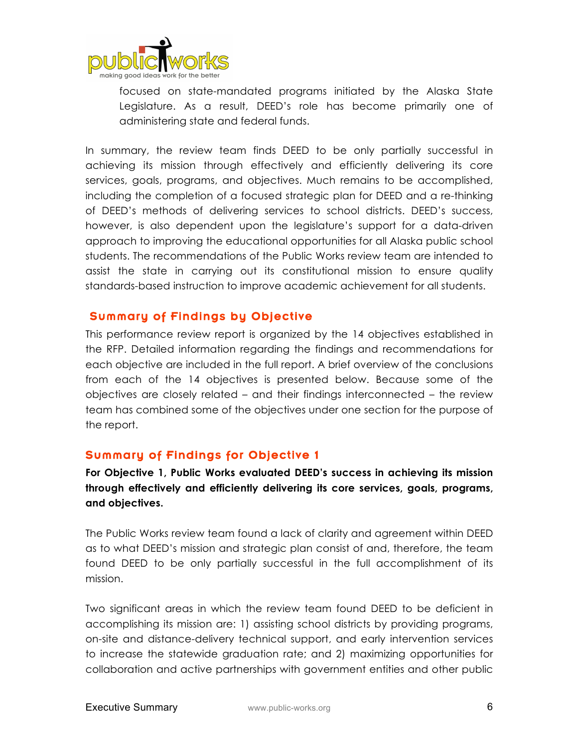focused on state-mandated programs initiated by the Alaska State Legislature. As a result, DEED's role has become primarily one of administering state and federal funds.

In summary, the review team finds DEED to be only partially successful in achieving its mission through effectively and efficiently delivering its core services, goals, programs, and objectives. Much remains to be accomplished, including the completion of a focused strategic plan for DEED and a re-thinking of DEED's methods of delivering services to school districts. DEED's success, however, is also dependent upon the legislature's support for a data-driven approach to improving the educational opportunities for all Alaska public school students. The recommendations of the Public Works review team are intended to assist the state in carrying out its constitutional mission to ensure quality standards-based instruction to improve academic achievement for all students.

## Summary of Findings by Objective

This performance review report is organized by the 14 objectives established in the RFP. Detailed information regarding the findings and recommendations for each objective are included in the full report. A brief overview of the conclusions from each of the 14 objectives is presented below. Because some of the objectives are closely related – and their findings interconnected – the review team has combined some of the objectives under one section for the purpose of the report.

## Summary of Findings for Objective 1

**For Objective 1, Public Works evaluated DEED's success in achieving its mission through effectively and efficiently delivering its core services, goals, programs, and objectives.**

The Public Works review team found a lack of clarity and agreement within DEED as to what DEED's mission and strategic plan consist of and, therefore, the team found DEED to be only partially successful in the full accomplishment of its mission.

Two significant areas in which the review team found DEED to be deficient in accomplishing its mission are: 1) assisting school districts by providing programs, on-site and distance-delivery technical support, and early intervention services to increase the statewide graduation rate; and 2) maximizing opportunities for collaboration and active partnerships with government entities and other public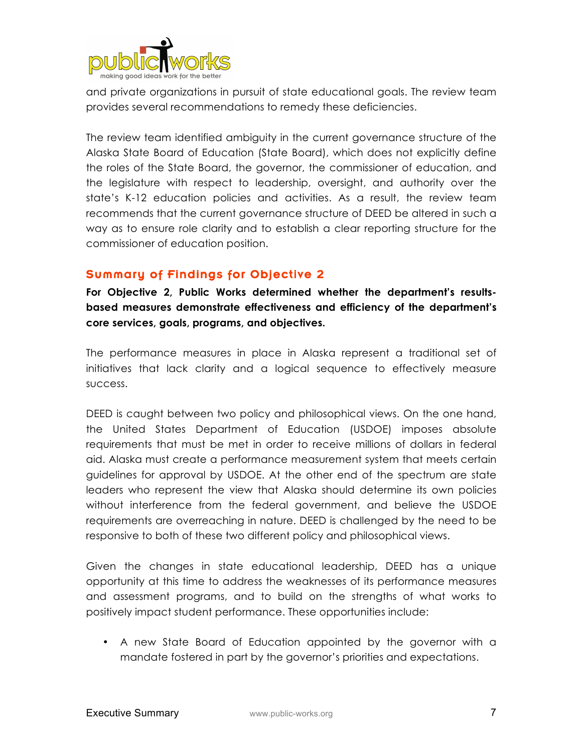and private organizations in pursuit of state educational goals. The review team provides several recommendations to remedy these deficiencies.

The review team identified ambiguity in the current governance structure of the Alaska State Board of Education (State Board), which does not explicitly define the roles of the State Board, the governor, the commissioner of education, and the legislature with respect to leadership, oversight, and authority over the state's K-12 education policies and activities. As a result, the review team recommends that the current governance structure of DEED be altered in such a way as to ensure role clarity and to establish a clear reporting structure for the commissioner of education position.

## Summary of Findings for Objective 2

**For Objective 2, Public Works determined whether the department's results-based measures demonstrate effectiveness and efficiency of the department's core services, goals, programs, and objectives.**

The performance measures in place in Alaska represent a traditional set of initiatives that lack clarity and a logical sequence to effectively measure success.

DEED is caught between two policy and philosophical views. On the one hand, the United States Department of Education (USDOE) imposes absolute requirements that must be met in order to receive millions of dollars in federal aid. Alaska must create a performance measurement system that meets certain guidelines for approval by USDOE. At the other end of the spectrum are state leaders who represent the view that Alaska should determine its own policies without interference from the federal government, and believe the USDOE requirements are overreaching in nature. DEED is challenged by the need to be responsive to both of these two different policy and philosophical views.

Given the changes in state educational leadership, DEED has a unique opportunity at this time to address the weaknesses of its performance measures and assessment programs, and to build on the strengths of what works to positively impact student performance. These opportunities include:

- A new State Board of Education appointed by the governor with a mandate fostered in part by the governor's priorities and expectations.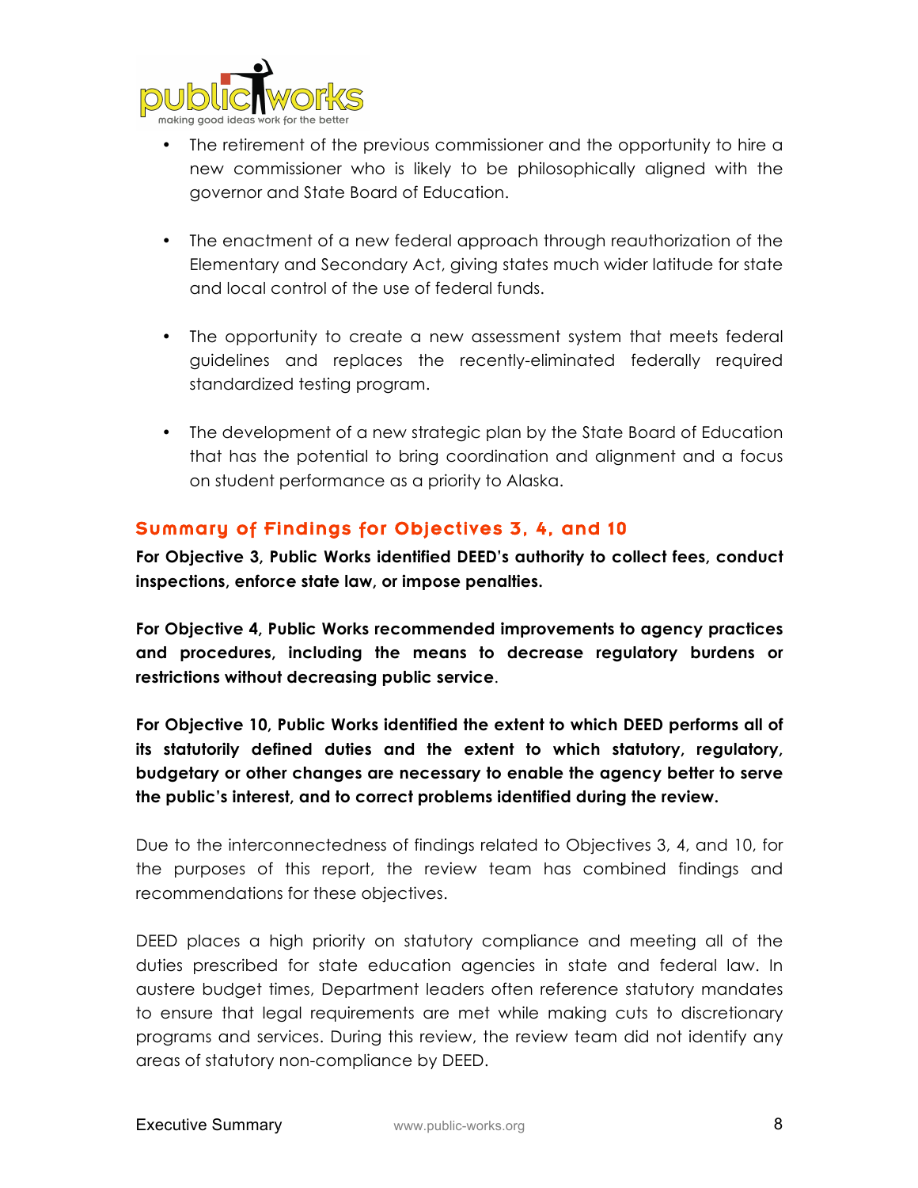- The retirement of the previous commissioner and the opportunity to hire a new commissioner who is likely to be philosophically aligned with the governor and State Board of Education.

- The enactment of a new federal approach through reauthorization of the Elementary and Secondary Act, giving states much wider latitude for state and local control of the use of federal funds.

- The opportunity to create a new assessment system that meets federal guidelines and replaces the recently-eliminated federally required standardized testing program.

- The development of a new strategic plan by the State Board of Education that has the potential to bring coordination and alignment and a focus on student performance as a priority to Alaska.

## Summary of Findings for Objectives 3, 4, and 10

**For Objective 3, Public Works identified DEED's authority to collect fees, conduct inspections, enforce state law, or impose penalties.**

**For Objective 4, Public Works recommended improvements to agency practices and procedures, including the means to decrease regulatory burdens or restrictions without decreasing public service**.

**For Objective 10, Public Works identified the extent to which DEED performs all of its statutorily defined duties and the extent to which statutory, regulatory, budgetary or other changes are necessary to enable the agency better to serve the public's interest, and to correct problems identified during the review.**

Due to the interconnectedness of findings related to Objectives 3, 4, and 10, for the purposes of this report, the review team has combined findings and recommendations for these objectives.

DEED places a high priority on statutory compliance and meeting all of the duties prescribed for state education agencies in state and federal law. In austere budget times, Department leaders often reference statutory mandates to ensure that legal requirements are met while making cuts to discretionary programs and services. During this review, the review team did not identify any areas of statutory non-compliance by DEED.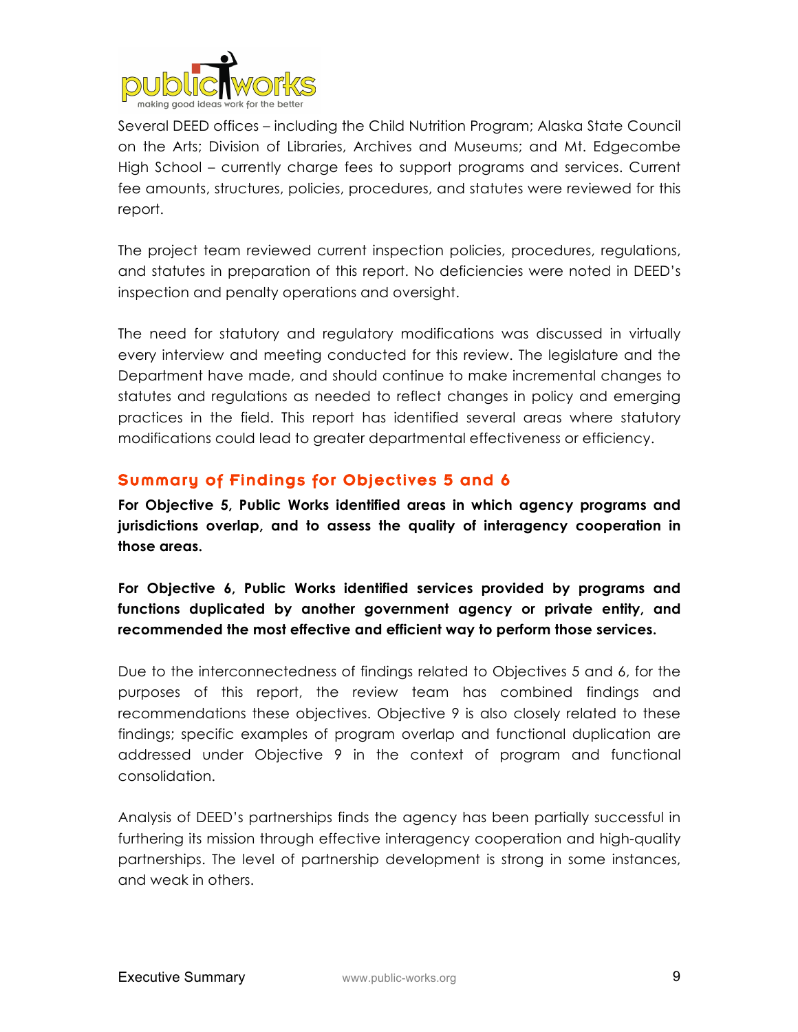Several DEED offices – including the Child Nutrition Program; Alaska State Council on the Arts; Division of Libraries, Archives and Museums; and Mt. Edgecombe High School – currently charge fees to support programs and services. Current fee amounts, structures, policies, procedures, and statutes were reviewed for this report.

The project team reviewed current inspection policies, procedures, regulations, and statutes in preparation of this report. No deficiencies were noted in DEED's inspection and penalty operations and oversight.

The need for statutory and regulatory modifications was discussed in virtually every interview and meeting conducted for this review. The legislature and the Department have made, and should continue to make incremental changes to statutes and regulations as needed to reflect changes in policy and emerging practices in the field. This report has identified several areas where statutory modifications could lead to greater departmental effectiveness or efficiency.

## Summary of Findings for Objectives 5 and 6

**For Objective 5, Public Works identified areas in which agency programs and jurisdictions overlap, and to assess the quality of interagency cooperation in those areas.**

**For Objective 6, Public Works identified services provided by programs and functions duplicated by another government agency or private entity, and recommended the most effective and efficient way to perform those services.**

Due to the interconnectedness of findings related to Objectives 5 and 6, for the purposes of this report, the review team has combined findings and recommendations these objectives. Objective 9 is also closely related to these findings; specific examples of program overlap and functional duplication are addressed under Objective 9 in the context of program and functional consolidation.

Analysis of DEED's partnerships finds the agency has been partially successful in furthering its mission through effective interagency cooperation and high-quality partnerships. The level of partnership development is strong in some instances, and weak in others.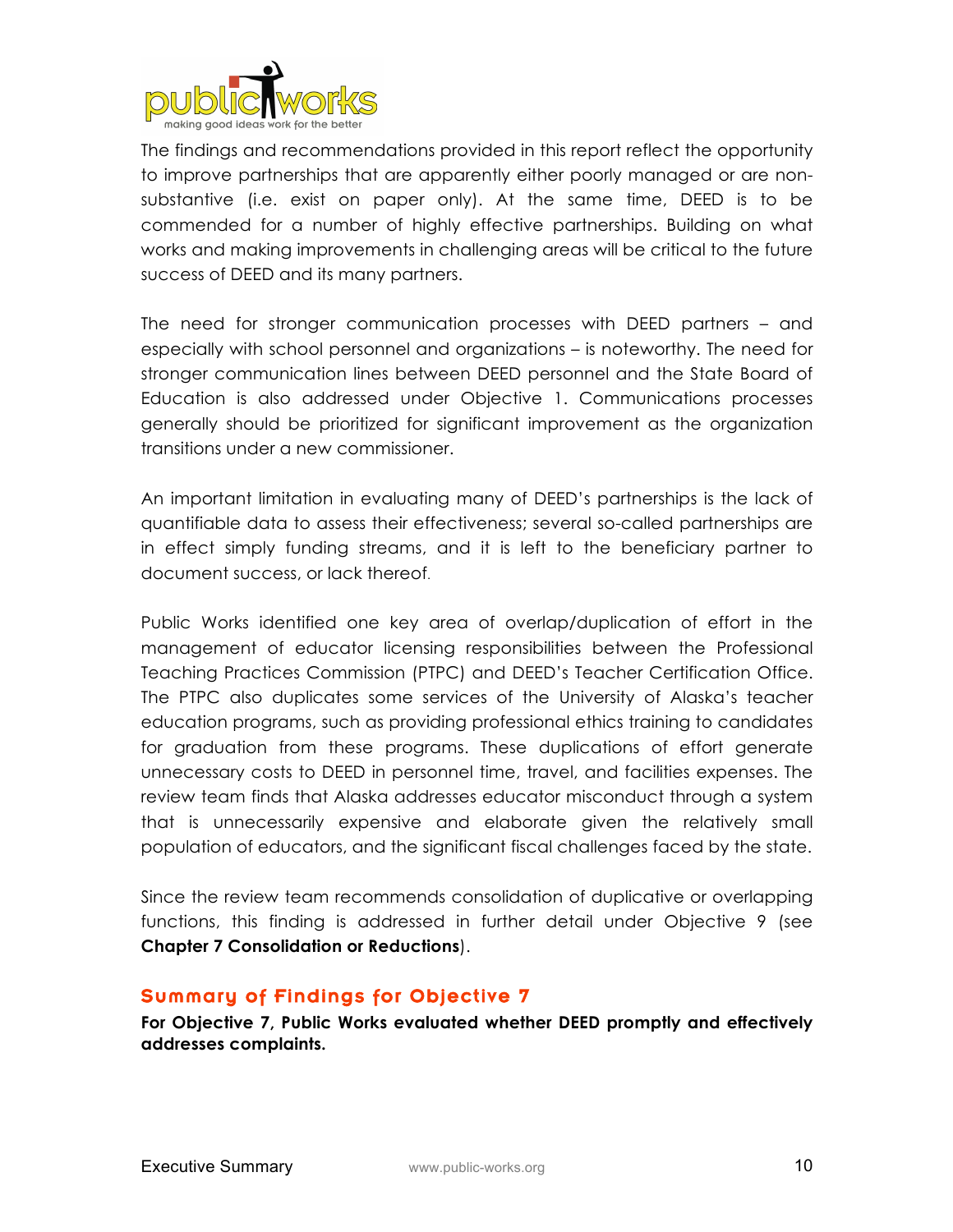The findings and recommendations provided in this report reflect the opportunity to improve partnerships that are apparently either poorly managed or are non-substantive (i.e. exist on paper only). At the same time, DEED is to be commended for a number of highly effective partnerships. Building on what works and making improvements in challenging areas will be critical to the future success of DEED and its many partners.

The need for stronger communication processes with DEED partners – and especially with school personnel and organizations – is noteworthy. The need for stronger communication lines between DEED personnel and the State Board of Education is also addressed under Objective 1. Communications processes generally should be prioritized for significant improvement as the organization transitions under a new commissioner.

An important limitation in evaluating many of DEED's partnerships is the lack of quantifiable data to assess their effectiveness; several so-called partnerships are in effect simply funding streams, and it is left to the beneficiary partner to document success, or lack thereof.

Public Works identified one key area of overlap/duplication of effort in the management of educator licensing responsibilities between the Professional Teaching Practices Commission (PTPC) and DEED's Teacher Certification Office. The PTPC also duplicates some services of the University of Alaska's teacher education programs, such as providing professional ethics training to candidates for graduation from these programs. These duplications of effort generate unnecessary costs to DEED in personnel time, travel, and facilities expenses. The review team finds that Alaska addresses educator misconduct through a system that is unnecessarily expensive and elaborate given the relatively small population of educators, and the significant fiscal challenges faced by the state.

Since the review team recommends consolidation of duplicative or overlapping functions, this finding is addressed in further detail under Objective 9 (see **Chapter 7 Consolidation or Reductions**).

## Summary of Findings for Objective 7

**For Objective 7, Public Works evaluated whether DEED promptly and effectively addresses complaints.**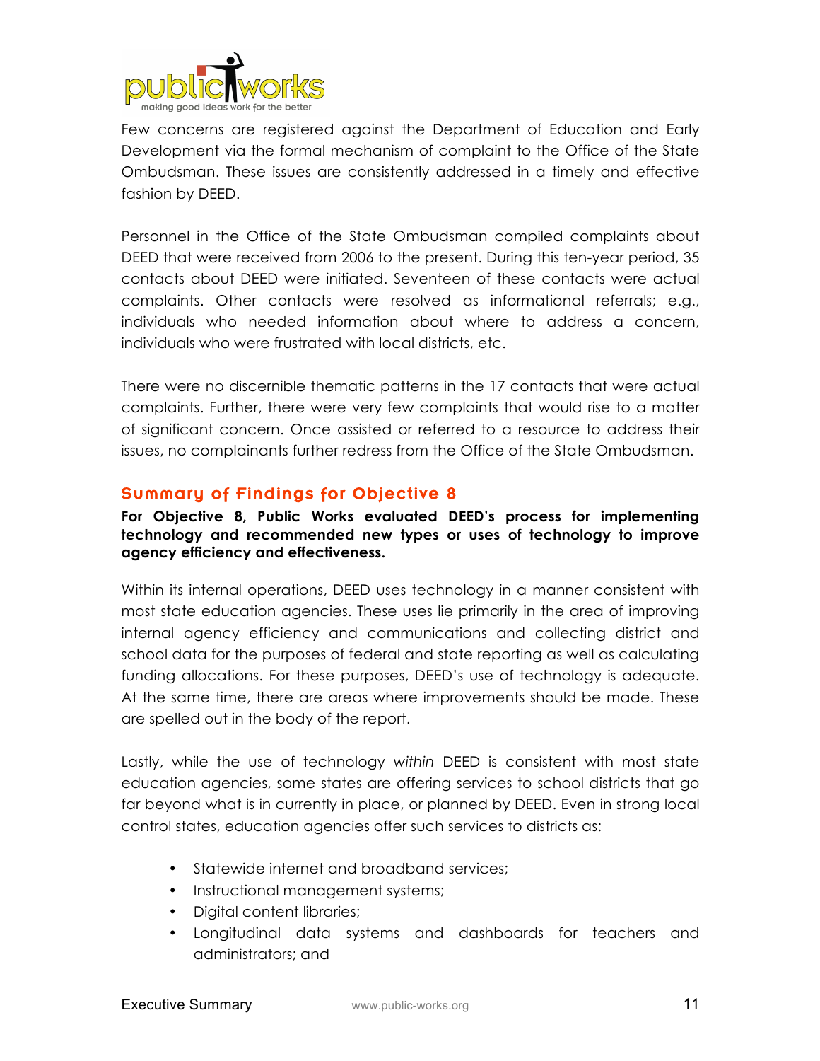Few concerns are registered against the Department of Education and Early Development via the formal mechanism of complaint to the Office of the State Ombudsman. These issues are consistently addressed in a timely and effective fashion by DEED.

Personnel in the Office of the State Ombudsman compiled complaints about DEED that were received from 2006 to the present. During this ten-year period, 35 contacts about DEED were initiated. Seventeen of these contacts were actual complaints. Other contacts were resolved as informational referrals; e.g., individuals who needed information about where to address a concern, individuals who were frustrated with local districts, etc.

There were no discernible thematic patterns in the 17 contacts that were actual complaints. Further, there were very few complaints that would rise to a matter of significant concern. Once assisted or referred to a resource to address their issues, no complainants further redress from the Office of the State Ombudsman.

## Summary of Findings for Objective 8

**For Objective 8, Public Works evaluated DEED's process for implementing technology and recommended new types or uses of technology to improve agency efficiency and effectiveness.**

Within its internal operations, DEED uses technology in a manner consistent with most state education agencies. These uses lie primarily in the area of improving internal agency efficiency and communications and collecting district and school data for the purposes of federal and state reporting as well as calculating funding allocations. For these purposes, DEED's use of technology is adequate. At the same time, there are areas where improvements should be made. These are spelled out in the body of the report.

Lastly, while the use of technology *within* DEED is consistent with most state education agencies, some states are offering services to school districts that go far beyond what is in currently in place, or planned by DEED. Even in strong local control states, education agencies offer such services to districts as:

- Statewide internet and broadband services;
- Instructional management systems;
- Digital content libraries;
- Longitudinal data systems and dashboards for teachers and administrators; and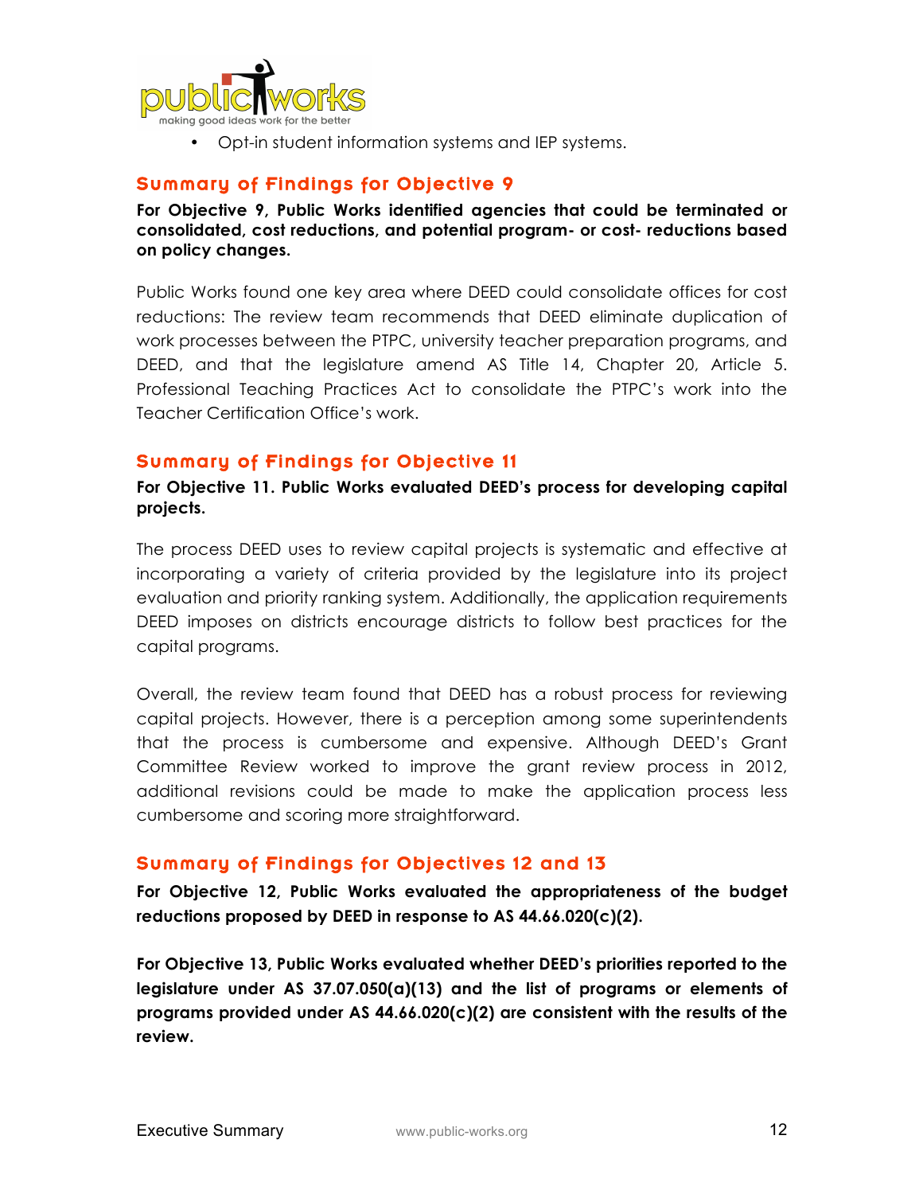- Opt-in student information systems and IEP systems.

## Summary of Findings for Objective 9

**For Objective 9, Public Works identified agencies that could be terminated or consolidated, cost reductions, and potential program- or cost- reductions based on policy changes.**

Public Works found one key area where DEED could consolidate offices for cost reductions: The review team recommends that DEED eliminate duplication of work processes between the PTPC, university teacher preparation programs, and DEED, and that the legislature amend AS Title 14, Chapter 20, Article 5. Professional Teaching Practices Act to consolidate the PTPC's work into the Teacher Certification Office's work.

## Summary of Findings for Objective 11

**For Objective 11. Public Works evaluated DEED's process for developing capital projects.**

The process DEED uses to review capital projects is systematic and effective at incorporating a variety of criteria provided by the legislature into its project evaluation and priority ranking system. Additionally, the application requirements DEED imposes on districts encourage districts to follow best practices for the capital programs.

Overall, the review team found that DEED has a robust process for reviewing capital projects. However, there is a perception among some superintendents that the process is cumbersome and expensive. Although DEED's Grant Committee Review worked to improve the grant review process in 2012, additional revisions could be made to make the application process less cumbersome and scoring more straightforward.

## Summary of Findings for Objectives 12 and 13

**For Objective 12, Public Works evaluated the appropriateness of the budget reductions proposed by DEED in response to AS 44.66.020(c)(2).**

**For Objective 13, Public Works evaluated whether DEED's priorities reported to the legislature under AS 37.07.050(a)(13) and the list of programs or elements of programs provided under AS 44.66.020(c)(2) are consistent with the results of the review.**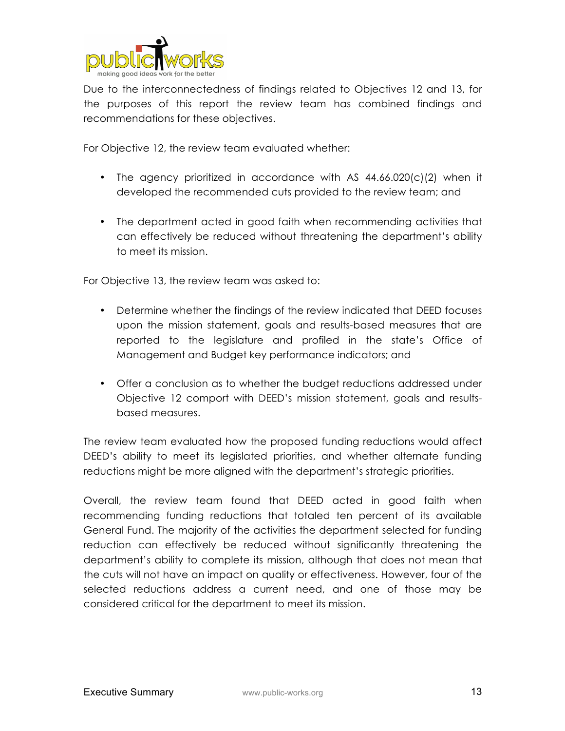Due to the interconnectedness of findings related to Objectives 12 and 13, for the purposes of this report the review team has combined findings and recommendations for these objectives.

For Objective 12, the review team evaluated whether:

- The agency prioritized in accordance with AS 44.66.020(c)(2) when it developed the recommended cuts provided to the review team; and
- The department acted in good faith when recommending activities that can effectively be reduced without threatening the department's ability to meet its mission.

For Objective 13, the review team was asked to:

- Determine whether the findings of the review indicated that DEED focuses upon the mission statement, goals and results-based measures that are reported to the legislature and profiled in the state's Office of Management and Budget key performance indicators; and
- Offer a conclusion as to whether the budget reductions addressed under Objective 12 comport with DEED's mission statement, goals and results-based measures.

The review team evaluated how the proposed funding reductions would affect DEED's ability to meet its legislated priorities, and whether alternate funding reductions might be more aligned with the department's strategic priorities.

Overall, the review team found that DEED acted in good faith when recommending funding reductions that totaled ten percent of its available General Fund. The majority of the activities the department selected for funding reduction can effectively be reduced without significantly threatening the department's ability to complete its mission, although that does not mean that the cuts will not have an impact on quality or effectiveness. However, four of the selected reductions address a current need, and one of those may be considered critical for the department to meet its mission.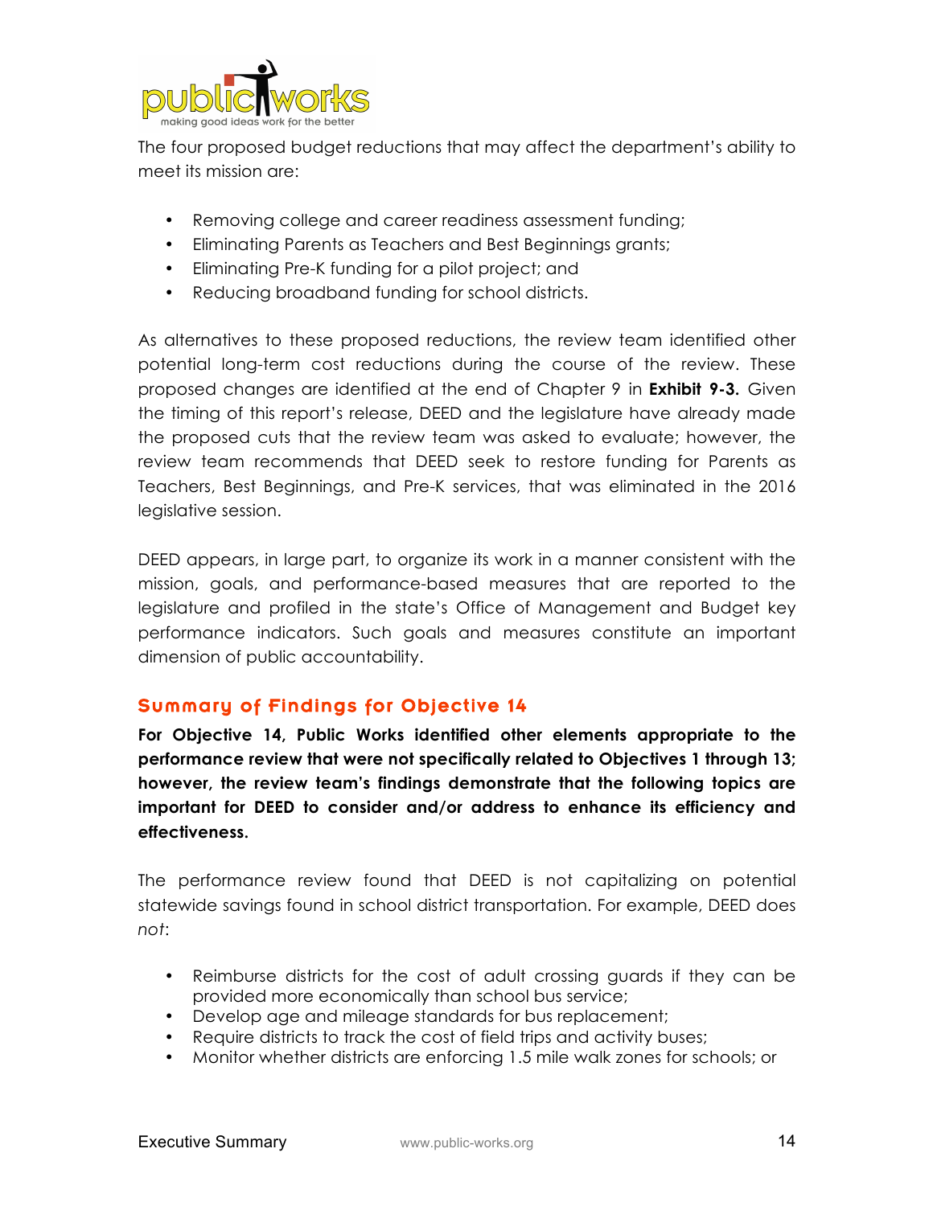The four proposed budget reductions that may affect the department's ability to meet its mission are:

- Removing college and career readiness assessment funding;
- Eliminating Parents as Teachers and Best Beginnings grants;
- Eliminating Pre-K funding for a pilot project; and
- Reducing broadband funding for school districts.

As alternatives to these proposed reductions, the review team identified other potential long-term cost reductions during the course of the review. These proposed changes are identified at the end of Chapter 9 in **Exhibit 9-3.** Given the timing of this report's release, DEED and the legislature have already made the proposed cuts that the review team was asked to evaluate; however, the review team recommends that DEED seek to restore funding for Parents as Teachers, Best Beginnings, and Pre-K services, that was eliminated in the 2016 legislative session.

DEED appears, in large part, to organize its work in a manner consistent with the mission, goals, and performance-based measures that are reported to the legislature and profiled in the state's Office of Management and Budget key performance indicators. Such goals and measures constitute an important dimension of public accountability.

## Summary of Findings for Objective 14

**For Objective 14, Public Works identified other elements appropriate to the performance review that were not specifically related to Objectives 1 through 13; however, the review team's findings demonstrate that the following topics are important for DEED to consider and/or address to enhance its efficiency and effectiveness.**

The performance review found that DEED is not capitalizing on potential statewide savings found in school district transportation. For example, DEED does *not*:

- Reimburse districts for the cost of adult crossing guards if they can be provided more economically than school bus service;
- Develop age and mileage standards for bus replacement;
- Require districts to track the cost of field trips and activity buses;
- Monitor whether districts are enforcing 1.5 mile walk zones for schools; or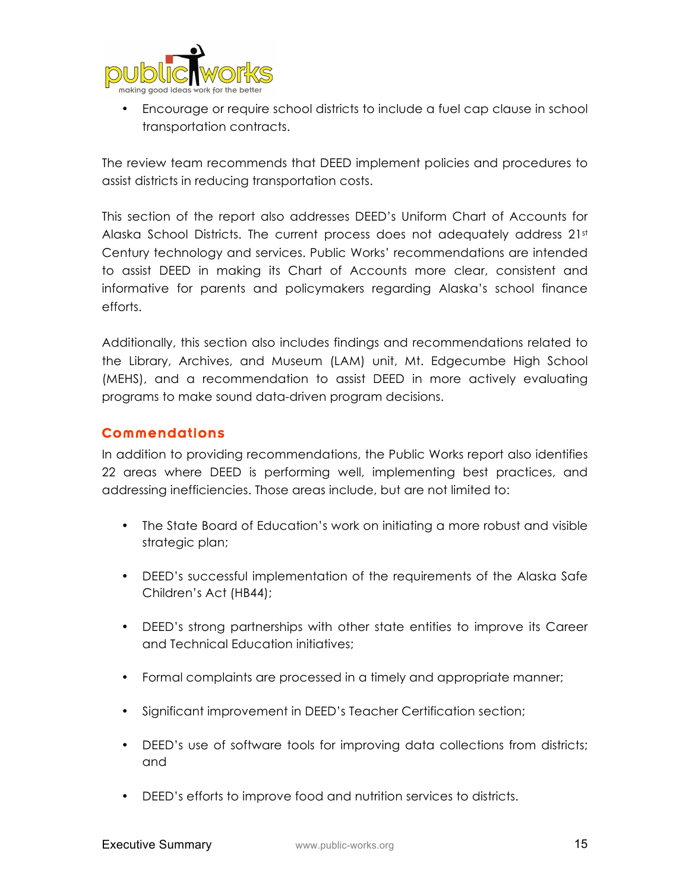- Encourage or require school districts to include a fuel cap clause in school transportation contracts.

The review team recommends that DEED implement policies and procedures to assist districts in reducing transportation costs.

This section of the report also addresses DEED's Uniform Chart of Accounts for Alaska School Districts. The current process does not adequately address 21st Century technology and services. Public Works' recommendations are intended to assist DEED in making its Chart of Accounts more clear, consistent and informative for parents and policymakers regarding Alaska's school finance efforts.

Additionally, this section also includes findings and recommendations related to the Library, Archives, and Museum (LAM) unit, Mt. Edgecumbe High School (MEHS), and a recommendation to assist DEED in more actively evaluating programs to make sound data-driven program decisions.

## Commendations

In addition to providing recommendations, the Public Works report also identifies 22 areas where DEED is performing well, implementing best practices, and addressing inefficiencies. Those areas include, but are not limited to:

- The State Board of Education's work on initiating a more robust and visible strategic plan;
- DEED's successful implementation of the requirements of the Alaska Safe Children's Act (HB44);
- DEED's strong partnerships with other state entities to improve its Career and Technical Education initiatives;
- Formal complaints are processed in a timely and appropriate manner;
- Significant improvement in DEED's Teacher Certification section;
- DEED's use of software tools for improving data collections from districts; and
- DEED's efforts to improve food and nutrition services to districts.